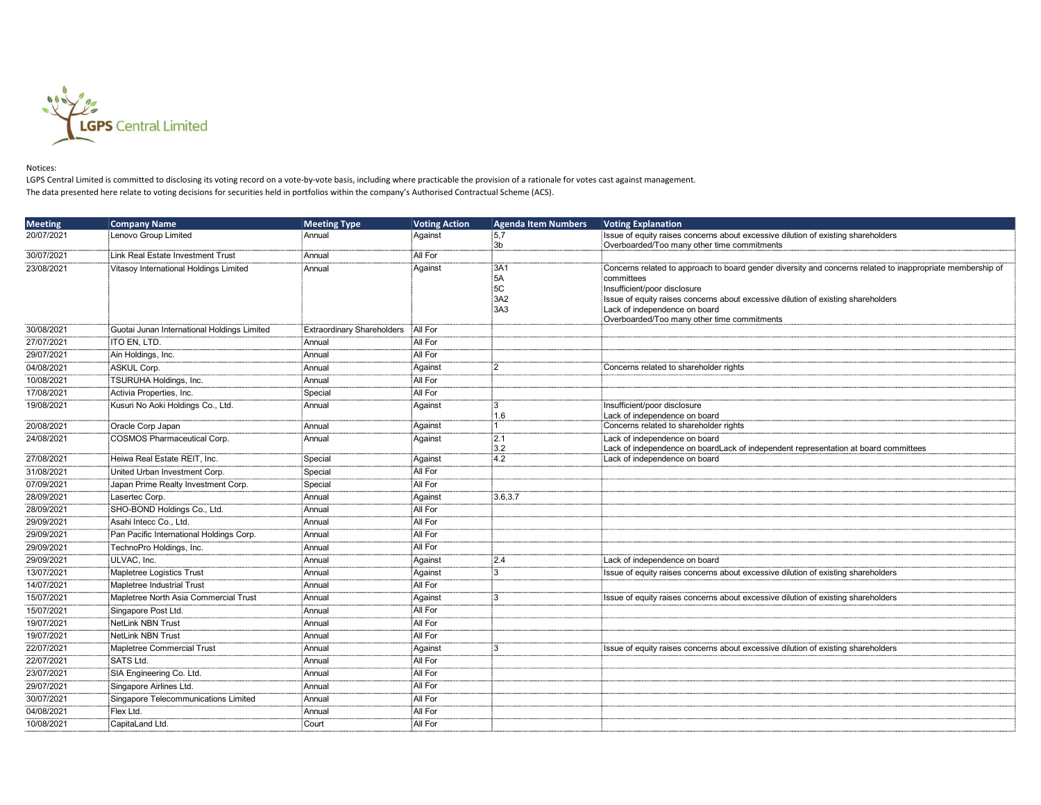Notices:

LGPS Central Limited is committed to disclosing its voting record on a vote-by-vote basis, including where practicable the provision of a rationale for votes cast against management.

The data presented here relate to voting decisions for securities held in portfolios within the company's Authorised Contractual Scheme (ACS).

| Meeting | Company Name | Meeting Type | Voting Action | Agenda Item Numbers | Voting Explanation |
|---|---|---|---|---|---|
| 20/07/2021 | Lenovo Group Limited | Annual | Against | 5,7<br>3b | Issue of equity raises concerns about excessive dilution of existing shareholders<br>Overboarded/Too many other time commitments |
| 30/07/2021 | Link Real Estate Investment Trust | Annual | All For | | |
| 23/08/2021 | Vitasoy International Holdings Limited | Annual | Against | 3A1<br>5A<br>5C<br>3A2<br>3A3 | Concerns related to approach to board gender diversity and concerns related to inappropriate membership of committees<br>Insufficient/poor disclosure<br>Issue of equity raises concerns about excessive dilution of existing shareholders<br>Lack of independence on board<br>Overboarded/Too many other time commitments |
| 30/08/2021 | Guotai Junan International Holdings Limited | Extraordinary Shareholders | All For | | |
| 27/07/2021 | ITO EN, LTD. | Annual | All For | | |
| 29/07/2021 | Ain Holdings, Inc. | Annual | All For | | |
| 04/08/2021 | ASKUL Corp. | Annual | Against | 2 | Concerns related to shareholder rights |
| 10/08/2021 | TSURUHA Holdings, Inc. | Annual | All For | | |
| 17/08/2021 | Activia Properties, Inc. | Special | All For | | |
| 19/08/2021 | Kusuri No Aoki Holdings Co., Ltd. | Annual | Against | 3<br>1.6 | Insufficient/poor disclosure<br>Lack of independence on board |
| 20/08/2021 | Oracle Corp Japan | Annual | Against | 1 | Concerns related to shareholder rights |
| 24/08/2021 | COSMOS Pharmaceutical Corp. | Annual | Against | 2.1<br>3.2 | Lack of independence on board<br>Lack of independence on boardLack of independent representation at board committees |
| 27/08/2021 | Heiwa Real Estate REIT, Inc. | Special | Against | 4.2 | Lack of independence on board |
| 31/08/2021 | United Urban Investment Corp. | Special | All For | | |
| 07/09/2021 | Japan Prime Realty Investment Corp. | Special | All For | | |
| 28/09/2021 | Lasertec Corp. | Annual | Against | 3.6,3.7 | |
| 28/09/2021 | SHO-BOND Holdings Co., Ltd. | Annual | All For | | |
| 29/09/2021 | Asahi Intecc Co., Ltd. | Annual | All For | | |
| 29/09/2021 | Pan Pacific International Holdings Corp. | Annual | All For | | |
| 29/09/2021 | TechnoPro Holdings, Inc. | Annual | All For | | |
| 29/09/2021 | ULVAC, Inc. | Annual | Against | 2.4 | Lack of independence on board |
| 13/07/2021 | Mapletree Logistics Trust | Annual | Against | 3 | Issue of equity raises concerns about excessive dilution of existing shareholders |
| 14/07/2021 | Mapletree Industrial Trust | Annual | All For | | |
| 15/07/2021 | Mapletree North Asia Commercial Trust | Annual | Against | 3 | Issue of equity raises concerns about excessive dilution of existing shareholders |
| 15/07/2021 | Singapore Post Ltd. | Annual | All For | | |
| 19/07/2021 | NetLink NBN Trust | Annual | All For | | |
| 19/07/2021 | NetLink NBN Trust | Annual | All For | | |
| 22/07/2021 | Mapletree Commercial Trust | Annual | Against | 3 | Issue of equity raises concerns about excessive dilution of existing shareholders |
| 22/07/2021 | SATS Ltd. | Annual | All For | | |
| 23/07/2021 | SIA Engineering Co. Ltd. | Annual | All For | | |
| 29/07/2021 | Singapore Airlines Ltd. | Annual | All For | | |
| 30/07/2021 | Singapore Telecommunications Limited | Annual | All For | | |
| 04/08/2021 | Flex Ltd. | Annual | All For | | |
| 10/08/2021 | CapitaLand Ltd. | Court | All For | | |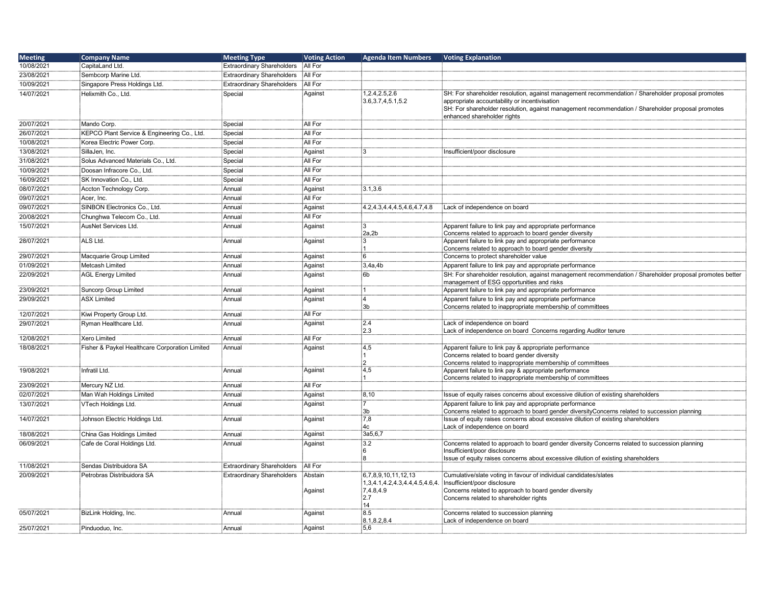| Meeting | Company Name | Meeting Type | Voting Action | Agenda Item Numbers | Voting Explanation |
|---|---|---|---|---|---|
| 10/08/2021 | CapitaLand Ltd. | Extraordinary Shareholders | All For | | |
| 23/08/2021 | Sembcorp Marine Ltd. | Extraordinary Shareholders | All For | | |
| 10/09/2021 | Singapore Press Holdings Ltd. | Extraordinary Shareholders | All For | | |
| 14/07/2021 | Helixmith Co., Ltd. | Special | Against | 1,2.4,2.5,2.6<br>3.6,3.7,4,5.1,5.2 | SH: For shareholder resolution, against management recommendation / Shareholder proposal promotes appropriate accountability or incentivisation<br>SH: For shareholder resolution, against management recommendation / Shareholder proposal promotes enhanced shareholder rights |
| 20/07/2021 | Mando Corp. | Special | All For | | |
| 26/07/2021 | KEPCO Plant Service & Engineering Co., Ltd. | Special | All For | | |
| 10/08/2021 | Korea Electric Power Corp. | Special | All For | | |
| 13/08/2021 | SillaJen, Inc. | Special | Against | 3 | Insufficient/poor disclosure |
| 31/08/2021 | Solus Advanced Materials Co., Ltd. | Special | All For | | |
| 10/09/2021 | Doosan Infracore Co., Ltd. | Special | All For | | |
| 16/09/2021 | SK Innovation Co., Ltd. | Special | All For | | |
| 08/07/2021 | Accton Technology Corp. | Annual | Against | 3.1,3.6 | |
| 09/07/2021 | Acer, Inc. | Annual | All For | | |
| 09/07/2021 | SINBON Electronics Co., Ltd. | Annual | Against | 4.2,4.3,4.4,4.5,4.6,4.7,4.8 | Lack of independence on board |
| 20/08/2021 | Chunghwa Telecom Co., Ltd. | Annual | All For | | |
| 15/07/2021 | AusNet Services Ltd. | Annual | Against | 3<br>2a,2b | Apparent failure to link pay and appropriate performance<br>Concerns related to approach to board gender diversity |
| 28/07/2021 | ALS Ltd. | Annual | Against | 3<br>1 | Apparent failure to link pay and appropriate performance<br>Concerns related to approach to board gender diversity |
| 29/07/2021 | Macquarie Group Limited | Annual | Against | 6 | Concerns to protect shareholder value |
| 01/09/2021 | Metcash Limited | Annual | Against | 3,4a,4b | Apparent failure to link pay and appropriate performance |
| 22/09/2021 | AGL Energy Limited | Annual | Against | 6b | SH: For shareholder resolution, against management recommendation / Shareholder proposal promotes better management of ESG opportunities and risks |
| 23/09/2021 | Suncorp Group Limited | Annual | Against | 1 | Apparent failure to link pay and appropriate performance |
| 29/09/2021 | ASX Limited | Annual | Against | 4<br>3b | Apparent failure to link pay and appropriate performance<br>Concerns related to inappropriate membership of committees |
| 12/07/2021 | Kiwi Property Group Ltd. | Annual | All For | | |
| 29/07/2021 | Ryman Healthcare Ltd. | Annual | Against | 2.4<br>2.3 | Lack of independence on board<br>Lack of independence on board Concerns regarding Auditor tenure |
| 12/08/2021 | Xero Limited | Annual | All For | | |
| 18/08/2021 | Fisher & Paykel Healthcare Corporation Limited | Annual | Against | 4,5<br>1<br>2 | Apparent failure to link pay & appropriate performance<br>Concerns related to board gender diversity<br>Concerns related to inappropriate membership of committees |
| 19/08/2021 | Infratil Ltd. | Annual | Against | 4,5<br>1 | Apparent failure to link pay & appropriate performance<br>Concerns related to inappropriate membership of committees |
| 23/09/2021 | Mercury NZ Ltd. | Annual | All For | | |
| 02/07/2021 | Man Wah Holdings Limited | Annual | Against | 8,10 | Issue of equity raises concerns about excessive dilution of existing shareholders |
| 13/07/2021 | VTech Holdings Ltd. | Annual | Against | 7<br>3b | Apparent failure to link pay and appropriate performance<br>Concerns related to approach to board gender diversityConcerns related to succession planning |
| 14/07/2021 | Johnson Electric Holdings Ltd. | Annual | Against | 7,8<br>4c | Issue of equity raises concerns about excessive dilution of existing shareholders<br>Lack of independence on board |
| 18/08/2021 | China Gas Holdings Limited | Annual | Against | 3a5,6,7 | |
| 06/09/2021 | Cafe de Coral Holdings Ltd. | Annual | Against | 3.2<br>6<br>8 | Concerns related to approach to board gender diversity Concerns related to succession planning<br>Insufficient/poor disclosure<br>Issue of equity raises concerns about excessive dilution of existing shareholders |
| 11/08/2021 | Sendas Distribuidora SA | Extraordinary Shareholders | All For | | |
| 20/09/2021 | Petrobras Distribuidora SA | Extraordinary Shareholders | Abstain<br><br>Against | 6,7,8,9,10,11,12,13<br>1,3,4.1,4.2,4.3,4.4,4.5,4.6,4.<br>7,4.8,4.9<br>2.7<br>14 | Cumulative/slate voting in favour of individual candidates/slates<br>Insufficient/poor disclosure<br>Concerns related to approach to board gender diversity<br>Concerns related to shareholder rights |
| 05/07/2021 | BizLink Holding, Inc. | Annual | Against | 8.5<br>8.1,8.2,8.4 | Concerns related to succession planning<br>Lack of independence on board |
| 25/07/2021 | Pinduoduo, Inc. | Annual | Against | 5,6 | |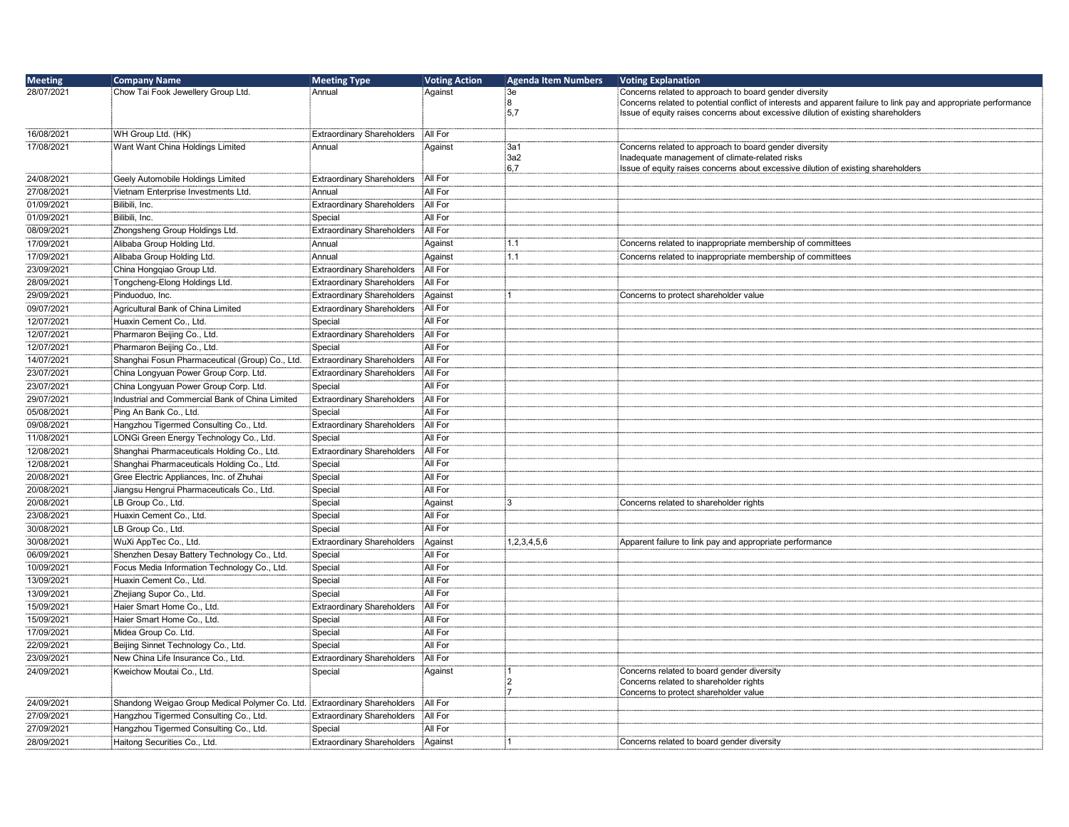| Meeting | Company Name | Meeting Type | Voting Action | Agenda Item Numbers | Voting Explanation |
|---|---|---|---|---|---|
| 28/07/2021 | Chow Tai Fook Jewellery Group Ltd. | Annual | Against | 3e<br>8<br>5,7 | Concerns related to approach to board gender diversity<br>Concerns related to potential conflict of interests and apparent failure to link pay and appropriate performance<br>Issue of equity raises concerns about excessive dilution of existing shareholders |
| 16/08/2021 | WH Group Ltd. (HK) | Extraordinary Shareholders | All For | | |
| 17/08/2021 | Want Want China Holdings Limited | Annual | Against | 3a1<br>3a2<br>6,7 | Concerns related to approach to board gender diversity<br>Inadequate management of climate-related risks<br>Issue of equity raises concerns about excessive dilution of existing shareholders |
| 24/08/2021 | Geely Automobile Holdings Limited | Extraordinary Shareholders | All For | | |
| 27/08/2021 | Vietnam Enterprise Investments Ltd. | Annual | All For | | |
| 01/09/2021 | Bilibili, Inc. | Extraordinary Shareholders | All For | | |
| 01/09/2021 | Bilibili, Inc. | Special | All For | | |
| 08/09/2021 | Zhongsheng Group Holdings Ltd. | Extraordinary Shareholders | All For | | |
| 17/09/2021 | Alibaba Group Holding Ltd. | Annual | Against | 1.1 | Concerns related to inappropriate membership of committees |
| 17/09/2021 | Alibaba Group Holding Ltd. | Annual | Against | 1.1 | Concerns related to inappropriate membership of committees |
| 23/09/2021 | China Hongqiao Group Ltd. | Extraordinary Shareholders | All For | | |
| 28/09/2021 | Tongcheng-Elong Holdings Ltd. | Extraordinary Shareholders | All For | | |
| 29/09/2021 | Pinduoduo, Inc. | Extraordinary Shareholders | Against | 1 | Concerns to protect shareholder value |
| 09/07/2021 | Agricultural Bank of China Limited | Extraordinary Shareholders | All For | | |
| 12/07/2021 | Huaxin Cement Co., Ltd. | Special | All For | | |
| 12/07/2021 | Pharmaron Beijing Co., Ltd. | Extraordinary Shareholders | All For | | |
| 12/07/2021 | Pharmaron Beijing Co., Ltd. | Special | All For | | |
| 14/07/2021 | Shanghai Fosun Pharmaceutical (Group) Co., Ltd. | Extraordinary Shareholders | All For | | |
| 23/07/2021 | China Longyuan Power Group Corp. Ltd. | Extraordinary Shareholders | All For | | |
| 23/07/2021 | China Longyuan Power Group Corp. Ltd. | Special | All For | | |
| 29/07/2021 | Industrial and Commercial Bank of China Limited | Extraordinary Shareholders | All For | | |
| 05/08/2021 | Ping An Bank Co., Ltd. | Special | All For | | |
| 09/08/2021 | Hangzhou Tigermed Consulting Co., Ltd. | Extraordinary Shareholders | All For | | |
| 11/08/2021 | LONGi Green Energy Technology Co., Ltd. | Special | All For | | |
| 12/08/2021 | Shanghai Pharmaceuticals Holding Co., Ltd. | Extraordinary Shareholders | All For | | |
| 12/08/2021 | Shanghai Pharmaceuticals Holding Co., Ltd. | Special | All For | | |
| 20/08/2021 | Gree Electric Appliances, Inc. of Zhuhai | Special | All For | | |
| 20/08/2021 | Jiangsu Hengrui Pharmaceuticals Co., Ltd. | Special | All For | | |
| 20/08/2021 | LB Group Co., Ltd. | Special | Against | 3 | Concerns related to shareholder rights |
| 23/08/2021 | Huaxin Cement Co., Ltd. | Special | All For | | |
| 30/08/2021 | LB Group Co., Ltd. | Special | All For | | |
| 30/08/2021 | WuXi AppTec Co., Ltd. | Extraordinary Shareholders | Against | 1,2,3,4,5,6 | Apparent failure to link pay and appropriate performance |
| 06/09/2021 | Shenzhen Desay Battery Technology Co., Ltd. | Special | All For | | |
| 10/09/2021 | Focus Media Information Technology Co., Ltd. | Special | All For | | |
| 13/09/2021 | Huaxin Cement Co., Ltd. | Special | All For | | |
| 13/09/2021 | Zhejiang Supor Co., Ltd. | Special | All For | | |
| 15/09/2021 | Haier Smart Home Co., Ltd. | Extraordinary Shareholders | All For | | |
| 15/09/2021 | Haier Smart Home Co., Ltd. | Special | All For | | |
| 17/09/2021 | Midea Group Co. Ltd. | Special | All For | | |
| 22/09/2021 | Beijing Sinnet Technology Co., Ltd. | Special | All For | | |
| 23/09/2021 | New China Life Insurance Co., Ltd. | Extraordinary Shareholders | All For | | |
| 24/09/2021 | Kweichow Moutai Co., Ltd. | Special | Against | 1<br>2<br>7 | Concerns related to board gender diversity<br>Concerns related to shareholder rights<br>Concerns to protect shareholder value |
| 24/09/2021 | Shandong Weigao Group Medical Polymer Co. Ltd. | Extraordinary Shareholders | All For | | |
| 27/09/2021 | Hangzhou Tigermed Consulting Co., Ltd. | Extraordinary Shareholders | All For | | |
| 27/09/2021 | Hangzhou Tigermed Consulting Co., Ltd. | Special | All For | | |
| 28/09/2021 | Haitong Securities Co., Ltd. | Extraordinary Shareholders | Against | 1 | Concerns related to board gender diversity |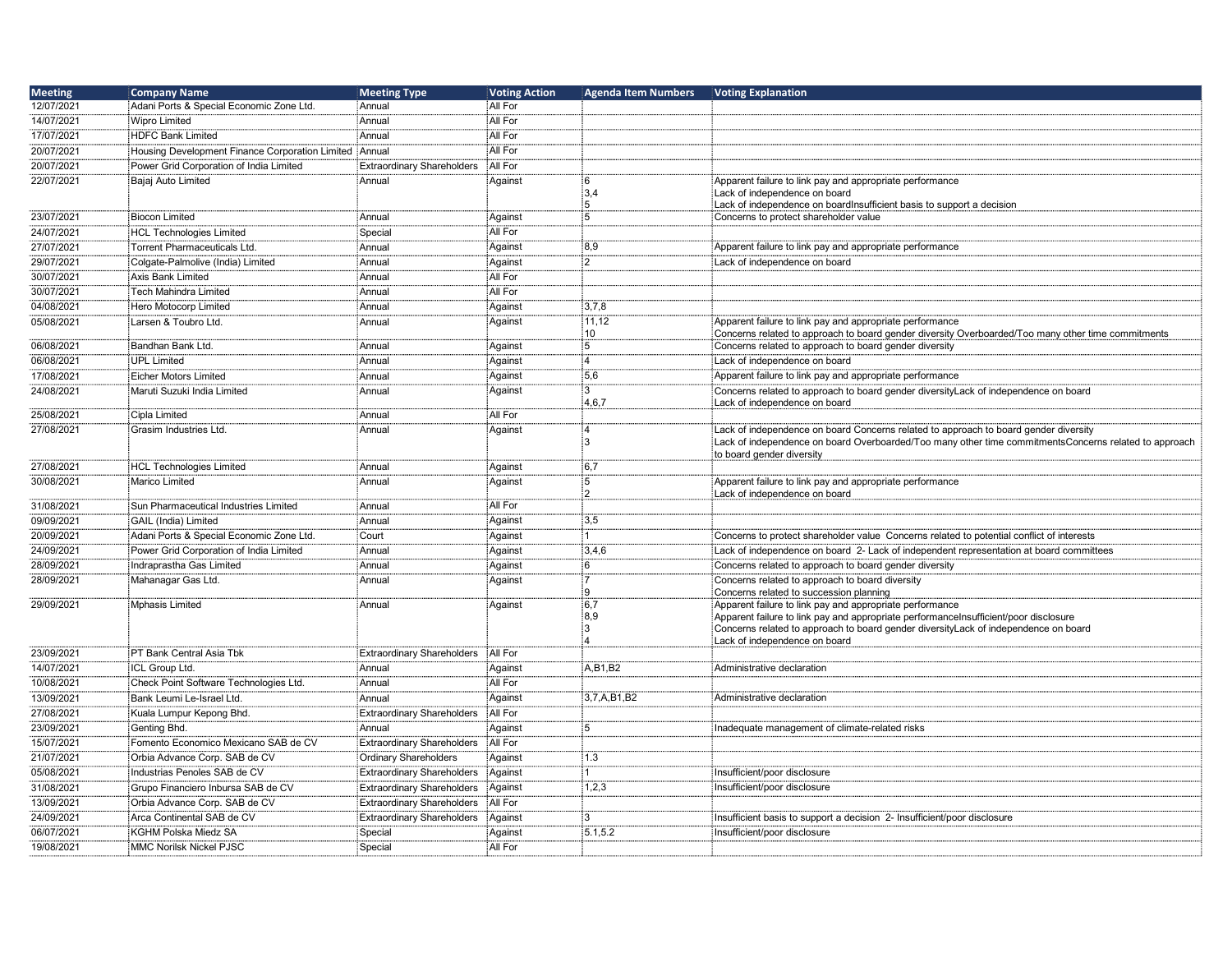| Meeting | Company Name | Meeting Type | Voting Action | Agenda Item Numbers | Voting Explanation |
|---|---|---|---|---|---|
| 12/07/2021 | Adani Ports & Special Economic Zone Ltd. | Annual | All For | | |
| 14/07/2021 | Wipro Limited | Annual | All For | | |
| 17/07/2021 | HDFC Bank Limited | Annual | All For | | |
| 20/07/2021 | Housing Development Finance Corporation Limited | Annual | All For | | |
| 20/07/2021 | Power Grid Corporation of India Limited | Extraordinary Shareholders | All For | | |
| 22/07/2021 | Bajaj Auto Limited | Annual | Against | 6<br>3,4<br>5 | Apparent failure to link pay and appropriate performance<br>Lack of independence on board<br>Lack of independence on boardInsufficient basis to support a decision |
| 23/07/2021 | Biocon Limited | Annual | Against | 5 | Concerns to protect shareholder value |
| 24/07/2021 | HCL Technologies Limited | Special | All For | | |
| 27/07/2021 | Torrent Pharmaceuticals Ltd. | Annual | Against | 8,9 | Apparent failure to link pay and appropriate performance |
| 29/07/2021 | Colgate-Palmolive (India) Limited | Annual | Against | 2 | Lack of independence on board |
| 30/07/2021 | Axis Bank Limited | Annual | All For | | |
| 30/07/2021 | Tech Mahindra Limited | Annual | All For | | |
| 04/08/2021 | Hero Motocorp Limited | Annual | Against | 3,7,8 | |
| 05/08/2021 | Larsen & Toubro Ltd. | Annual | Against | 11,12<br>10 | Apparent failure to link pay and appropriate performance<br>Concerns related to approach to board gender diversity Overboarded/Too many other time commitments |
| 06/08/2021 | Bandhan Bank Ltd. | Annual | Against | 5 | Concerns related to approach to board gender diversity |
| 06/08/2021 | UPL Limited | Annual | Against | 4 | Lack of independence on board |
| 17/08/2021 | Eicher Motors Limited | Annual | Against | 5,6 | Apparent failure to link pay and appropriate performance |
| 24/08/2021 | Maruti Suzuki India Limited | Annual | Against | 3<br>4,6,7 | Concerns related to approach to board gender diversityLack of independence on board<br>Lack of independence on board |
| 25/08/2021 | Cipla Limited | Annual | All For | | |
| 27/08/2021 | Grasim Industries Ltd. | Annual | Against | 4<br>3 | Lack of independence on board Concerns related to approach to board gender diversity<br>Lack of independence on board Overboarded/Too many other time commitmentsConcerns related to approach to board gender diversity |
| 27/08/2021 | HCL Technologies Limited | Annual | Against | 6,7 | |
| 30/08/2021 | Marico Limited | Annual | Against | 5<br>2 | Apparent failure to link pay and appropriate performance<br>Lack of independence on board |
| 31/08/2021 | Sun Pharmaceutical Industries Limited | Annual | All For | | |
| 09/09/2021 | GAIL (India) Limited | Annual | Against | 3,5 | |
| 20/09/2021 | Adani Ports & Special Economic Zone Ltd. | Court | Against | 1 | Concerns to protect shareholder value Concerns related to potential conflict of interests |
| 24/09/2021 | Power Grid Corporation of India Limited | Annual | Against | 3,4,6 | Lack of independence on board 2- Lack of independent representation at board committees |
| 28/09/2021 | Indraprastha Gas Limited | Annual | Against | 6 | Concerns related to approach to board gender diversity |
| 28/09/2021 | Mahanagar Gas Ltd. | Annual | Against | 7<br>9 | Concerns related to approach to board diversity<br>Concerns related to succession planning |
| 29/09/2021 | Mphasis Limited | Annual | Against | 6,7<br>8,9<br>3<br>4 | Apparent failure to link pay and appropriate performance<br>Apparent failure to link pay and appropriate performanceInsufficient/poor disclosure<br>Concerns related to approach to board gender diversityLack of independence on board<br>Lack of independence on board |
| 23/09/2021 | PT Bank Central Asia Tbk | Extraordinary Shareholders | All For | | |
| 14/07/2021 | ICL Group Ltd. | Annual | Against | A,B1,B2 | Administrative declaration |
| 10/08/2021 | Check Point Software Technologies Ltd. | Annual | All For | | |
| 13/09/2021 | Bank Leumi Le-Israel Ltd. | Annual | Against | 3,7,A,B1,B2 | Administrative declaration |
| 27/08/2021 | Kuala Lumpur Kepong Bhd. | Extraordinary Shareholders | All For | | |
| 23/09/2021 | Genting Bhd. | Annual | Against | 5 | Inadequate management of climate-related risks |
| 15/07/2021 | Fomento Economico Mexicano SAB de CV | Extraordinary Shareholders | All For | | |
| 21/07/2021 | Orbia Advance Corp. SAB de CV | Ordinary Shareholders | Against | 1.3 | |
| 05/08/2021 | Industrias Penoles SAB de CV | Extraordinary Shareholders | Against | 1 | Insufficient/poor disclosure |
| 31/08/2021 | Grupo Financiero Inbursa SAB de CV | Extraordinary Shareholders | Against | 1,2,3 | Insufficient/poor disclosure |
| 13/09/2021 | Orbia Advance Corp. SAB de CV | Extraordinary Shareholders | All For | | |
| 24/09/2021 | Arca Continental SAB de CV | Extraordinary Shareholders | Against | 3 | Insufficient basis to support a decision 2- Insufficient/poor disclosure |
| 06/07/2021 | KGHM Polska Miedz SA | Special | Against | 5.1,5.2 | Insufficient/poor disclosure |
| 19/08/2021 | MMC Norilsk Nickel PJSC | Special | All For | | |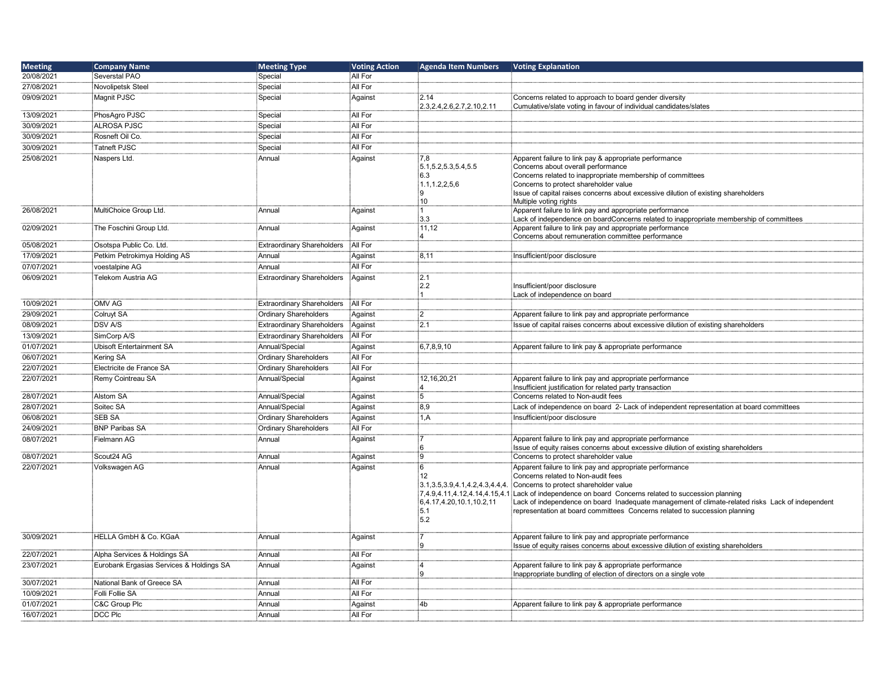| Meeting | Company Name | Meeting Type | Voting Action | Agenda Item Numbers | Voting Explanation |
|---|---|---|---|---|---|
| 20/08/2021 | Severstal PAO | Special | All For | | |
| 27/08/2021 | Novolipetsk Steel | Special | All For | | |
| 09/09/2021 | Magnit PJSC | Special | Against | 2.14<br>2.3,2.4,2.6,2.7,2.10,2.11 | Concerns related to approach to board gender diversity<br>Cumulative/slate voting in favour of individual candidates/slates |
| 13/09/2021 | PhosAgro PJSC | Special | All For | | |
| 30/09/2021 | ALROSA PJSC | Special | All For | | |
| 30/09/2021 | Rosneft Oil Co. | Special | All For | | |
| 30/09/2021 | Tatneft PJSC | Special | All For | | |
| 25/08/2021 | Naspers Ltd. | Annual | Against | 7,8<br>5.1,5.2,5.3,5.4,5.5<br>6.3<br>1.1,1.2,2,5,6<br>9<br>10 | Apparent failure to link pay & appropriate performance<br>Concerns about overall performance<br>Concerns related to inappropriate membership of committees<br>Concerns to protect shareholder value<br>Issue of capital raises concerns about excessive dilution of existing shareholders<br>Multiple voting rights |
| 26/08/2021 | MultiChoice Group Ltd. | Annual | Against | 1<br>3.3 | Apparent failure to link pay and appropriate performance<br>Lack of independence on boardConcerns related to inappropriate membership of committees |
| 02/09/2021 | The Foschini Group Ltd. | Annual | Against | 11,12<br>4 | Apparent failure to link pay and appropriate performance<br>Concerns about remuneration committee performance |
| 05/08/2021 | Osotspa Public Co. Ltd. | Extraordinary Shareholders | All For | | |
| 17/09/2021 | Petkim Petrokimya Holding AS | Annual | Against | 8,11 | Insufficient/poor disclosure |
| 07/07/2021 | voestalpine AG | Annual | All For | | |
| 06/09/2021 | Telekom Austria AG | Extraordinary Shareholders | Against | 2.1<br>2.2<br>1 | Insufficient/poor disclosure<br>Lack of independence on board |
| 10/09/2021 | OMV AG | Extraordinary Shareholders | All For | | |
| 29/09/2021 | Colruyt SA | Ordinary Shareholders | Against | 2 | Apparent failure to link pay and appropriate performance |
| 08/09/2021 | DSV A/S | Extraordinary Shareholders | Against | 2.1 | Issue of capital raises concerns about excessive dilution of existing shareholders |
| 13/09/2021 | SimCorp A/S | Extraordinary Shareholders | All For | | |
| 01/07/2021 | Ubisoft Entertainment SA | Annual/Special | Against | 6,7,8,9,10 | Apparent failure to link pay & appropriate performance |
| 06/07/2021 | Kering SA | Ordinary Shareholders | All For | | |
| 22/07/2021 | Electricite de France SA | Ordinary Shareholders | All For | | |
| 22/07/2021 | Remy Cointreau SA | Annual/Special | Against | 12,16,20,21<br>4 | Apparent failure to link pay and appropriate performance<br>Insufficient justification for related party transaction |
| 28/07/2021 | Alstom SA | Annual/Special | Against | 5 | Concerns related to Non-audit fees |
| 28/07/2021 | Soitec SA | Annual/Special | Against | 8,9 | Lack of independence on board 2- Lack of independent representation at board committees |
| 06/08/2021 | SEB SA | Ordinary Shareholders | Against | 1,A | Insufficient/poor disclosure |
| 24/09/2021 | BNP Paribas SA | Ordinary Shareholders | All For | | |
| 08/07/2021 | Fielmann AG | Annual | Against | 7<br>6 | Apparent failure to link pay and appropriate performance<br>Issue of equity raises concerns about excessive dilution of existing shareholders |
| 08/07/2021 | Scout24 AG | Annual | Against | 9 | Concerns to protect shareholder value |
| 22/07/2021 | Volkswagen AG | Annual | Against | 6<br>12<br>3.1,3.5,3.9,4.1,4.2,4.3,4.4,4.<br>7,4.9,4.11,4.12,4.14,4.15,4.1<br>6,4.17,4.20,10.1,10.2,11<br>5.1<br>5.2 | Apparent failure to link pay and appropriate performance<br>Concerns related to Non-audit fees<br>Concerns to protect shareholder value<br>Lack of independence on board Concerns related to succession planning<br>Lack of independence on board Inadequate management of climate-related risks Lack of independent representation at board committees Concerns related to succession planning |
| 30/09/2021 | HELLA GmbH & Co. KGaA | Annual | Against | 7<br>9 | Apparent failure to link pay and appropriate performance<br>Issue of equity raises concerns about excessive dilution of existing shareholders |
| 22/07/2021 | Alpha Services & Holdings SA | Annual | All For | | |
| 23/07/2021 | Eurobank Ergasias Services & Holdings SA | Annual | Against | 4<br>9 | Apparent failure to link pay & appropriate performance<br>Inappropriate bundling of election of directors on a single vote |
| 30/07/2021 | National Bank of Greece SA | Annual | All For | | |
| 10/09/2021 | Folli Follie SA | Annual | All For | | |
| 01/07/2021 | C&C Group Plc | Annual | Against | 4b | Apparent failure to link pay & appropriate performance |
| 16/07/2021 | DCC Plc | Annual | All For | | |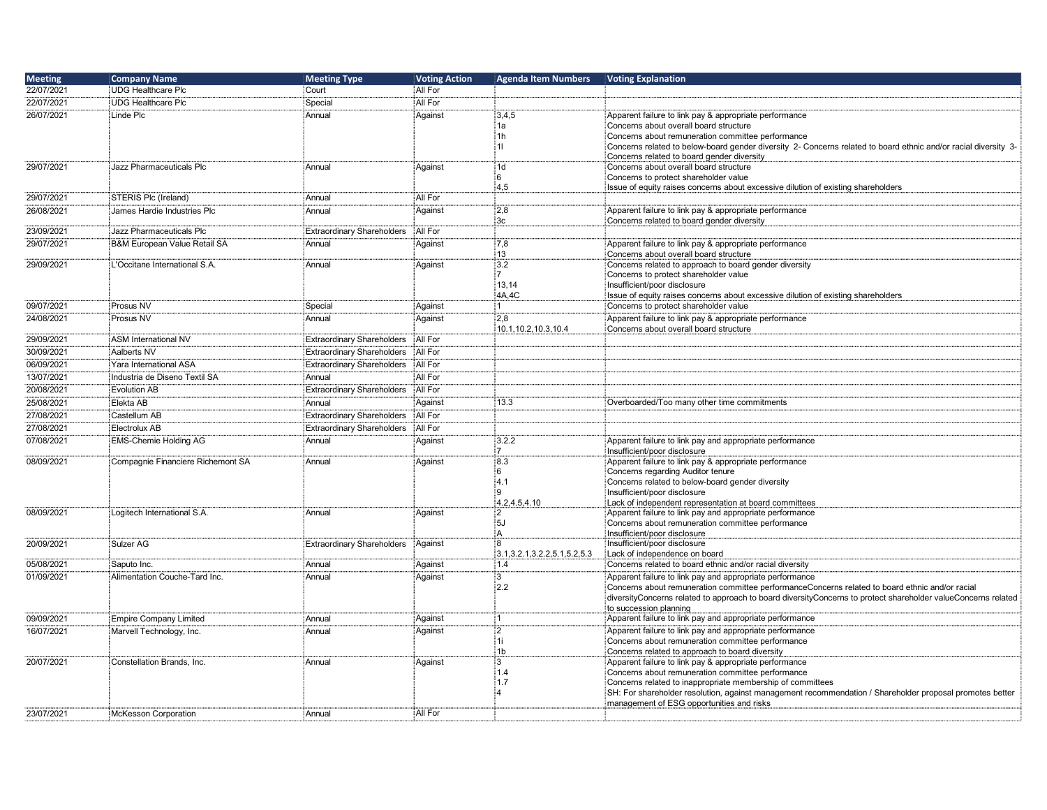| Meeting | Company Name | Meeting Type | Voting Action | Agenda Item Numbers | Voting Explanation |
|---|---|---|---|---|---|
| 22/07/2021 | UDG Healthcare Plc | Court | All For | | |
| 22/07/2021 | UDG Healthcare Plc | Special | All For | | |
| 26/07/2021 | Linde Plc | Annual | Against | 3,4,5<br>1a<br>1h<br>1l | Apparent failure to link pay & appropriate performance<br>Concerns about overall board structure<br>Concerns about remuneration committee performance<br>Concerns related to below-board gender diversity 2- Concerns related to board ethnic and/or racial diversity 3- Concerns related to board gender diversity |
| 29/07/2021 | Jazz Pharmaceuticals Plc | Annual | Against | 1d<br>6<br>4,5 | Concerns about overall board structure<br>Concerns to protect shareholder value<br>Issue of equity raises concerns about excessive dilution of existing shareholders |
| 29/07/2021 | STERIS Plc (Ireland) | Annual | All For | | |
| 26/08/2021 | James Hardie Industries Plc | Annual | Against | 2,8<br>3c | Apparent failure to link pay & appropriate performance<br>Concerns related to board gender diversity |
| 23/09/2021 | Jazz Pharmaceuticals Plc | Extraordinary Shareholders | All For | | |
| 29/07/2021 | B&M European Value Retail SA | Annual | Against | 7,8<br>13 | Apparent failure to link pay & appropriate performance<br>Concerns about overall board structure |
| 29/09/2021 | L'Occitane International S.A. | Annual | Against | 3.2<br>7<br>13,14<br>4A,4C | Concerns related to approach to board gender diversity<br>Concerns to protect shareholder value<br>Insufficient/poor disclosure<br>Issue of equity raises concerns about excessive dilution of existing shareholders |
| 09/07/2021 | Prosus NV | Special | Against | 1 | Concerns to protect shareholder value |
| 24/08/2021 | Prosus NV | Annual | Against | 2,8<br>10.1,10.2,10.3,10.4 | Apparent failure to link pay & appropriate performance<br>Concerns about overall board structure |
| 29/09/2021 | ASM International NV | Extraordinary Shareholders | All For | | |
| 30/09/2021 | Aalberts NV | Extraordinary Shareholders | All For | | |
| 06/09/2021 | Yara International ASA | Extraordinary Shareholders | All For | | |
| 13/07/2021 | Industria de Diseno Textil SA | Annual | All For | | |
| 20/08/2021 | Evolution AB | Extraordinary Shareholders | All For | | |
| 25/08/2021 | Elekta AB | Annual | Against | 13.3 | Overboarded/Too many other time commitments |
| 27/08/2021 | Castellum AB | Extraordinary Shareholders | All For | | |
| 27/08/2021 | Electrolux AB | Extraordinary Shareholders | All For | | |
| 07/08/2021 | EMS-Chemie Holding AG | Annual | Against | 3.2.2<br>7 | Apparent failure to link pay and appropriate performance<br>Insufficient/poor disclosure |
| 08/09/2021 | Compagnie Financiere Richemont SA | Annual | Against | 8.3<br>6<br>4.1<br>9<br>4.2,4.5,4.10 | Apparent failure to link pay & appropriate performance<br>Concerns regarding Auditor tenure<br>Concerns related to below-board gender diversity<br>Insufficient/poor disclosure<br>Lack of independent representation at board committees |
| 08/09/2021 | Logitech International S.A. | Annual | Against | 2<br>5J<br>A | Apparent failure to link pay and appropriate performance<br>Concerns about remuneration committee performance<br>Insufficient/poor disclosure |
| 20/09/2021 | Sulzer AG | Extraordinary Shareholders | Against | 8<br>3.1,3.2.1,3.2.2,5.1,5.2,5.3 | Insufficient/poor disclosure<br>Lack of independence on board |
| 05/08/2021 | Saputo Inc. | Annual | Against | 1.4 | Concerns related to board ethnic and/or racial diversity |
| 01/09/2021 | Alimentation Couche-Tard Inc. | Annual | Against | 3<br>2.2 | Apparent failure to link pay and appropriate performance<br>Concerns about remuneration committee performanceConcerns related to board ethnic and/or racial diversityConcerns related to approach to board diversityConcerns to protect shareholder valueConcerns related to succession planning |
| 09/09/2021 | Empire Company Limited | Annual | Against | 1 | Apparent failure to link pay and appropriate performance |
| 16/07/2021 | Marvell Technology, Inc. | Annual | Against | 2<br>1i<br>1b | Apparent failure to link pay & appropriate performance<br>Concerns about remuneration committee performance<br>Concerns related to approach to board diversity |
| 20/07/2021 | Constellation Brands, Inc. | Annual | Against | 3<br>1.4<br>1.7<br>4 | Apparent failure to link pay & appropriate performance<br>Concerns about remuneration committee performance<br>Concerns related to inappropriate membership of committees<br>SH: For shareholder resolution, against management recommendation / Shareholder proposal promotes better management of ESG opportunities and risks |
| 23/07/2021 | McKesson Corporation | Annual | All For | | |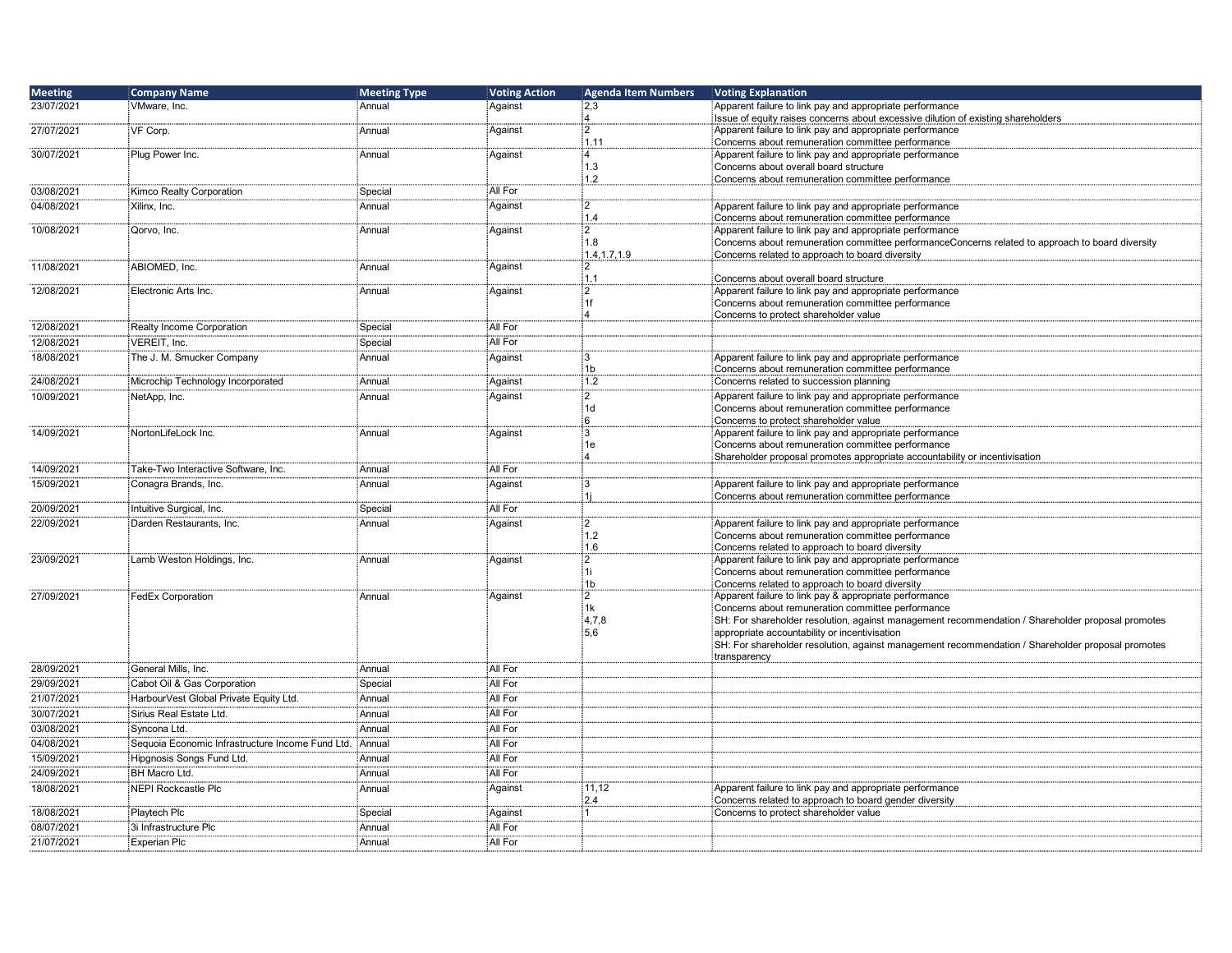| Meeting | Company Name | Meeting Type | Voting Action | Agenda Item Numbers | Voting Explanation |
|---|---|---|---|---|---|
| 23/07/2021 | VMware, Inc. | Annual | Against | 2,3<br>4 | Apparent failure to link pay and appropriate performance<br>Issue of equity raises concerns about excessive dilution of existing shareholders |
| 27/07/2021 | VF Corp. | Annual | Against | 2<br>1.11 | Apparent failure to link pay and appropriate performance<br>Concerns about remuneration committee performance |
| 30/07/2021 | Plug Power Inc. | Annual | Against | 4<br>1.3<br>1.2 | Apparent failure to link pay and appropriate performance<br>Concerns about overall board structure<br>Concerns about remuneration committee performance |
| 03/08/2021 | Kimco Realty Corporation | Special | All For | | |
| 04/08/2021 | Xilinx, Inc. | Annual | Against | 2<br>1.4 | Apparent failure to link pay and appropriate performance<br>Concerns about remuneration committee performance |
| 10/08/2021 | Qorvo, Inc. | Annual | Against | 2<br>1.8<br>1.4,1.7,1.9 | Apparent failure to link pay and appropriate performance<br>Concerns about remuneration committee performanceConcerns related to approach to board diversity<br>Concerns related to approach to board diversity |
| 11/08/2021 | ABIOMED, Inc. | Annual | Against | 2<br>1.1 | Concerns about overall board structure |
| 12/08/2021 | Electronic Arts Inc. | Annual | Against | 2<br>1f<br>4 | Apparent failure to link pay and appropriate performance<br>Concerns about remuneration committee performance<br>Concerns to protect shareholder value |
| 12/08/2021 | Realty Income Corporation | Special | All For | | |
| 12/08/2021 | VEREIT, Inc. | Special | All For | | |
| 18/08/2021 | The J. M. Smucker Company | Annual | Against | 3<br>1b | Apparent failure to link pay and appropriate performance<br>Concerns about remuneration committee performance |
| 24/08/2021 | Microchip Technology Incorporated | Annual | Against | 1.2 | Concerns related to succession planning |
| 10/09/2021 | NetApp, Inc. | Annual | Against | 2<br>1d<br>6 | Apparent failure to link pay and appropriate performance<br>Concerns about remuneration committee performance<br>Concerns to protect shareholder value |
| 14/09/2021 | NortonLifeLock Inc. | Annual | Against | 3<br>1e<br>4 | Apparent failure to link pay and appropriate performance<br>Concerns about remuneration committee performance<br>Shareholder proposal promotes appropriate accountability or incentivisation |
| 14/09/2021 | Take-Two Interactive Software, Inc. | Annual | All For | | |
| 15/09/2021 | Conagra Brands, Inc. | Annual | Against | 3<br>1j | Apparent failure to link pay and appropriate performance<br>Concerns about remuneration committee performance |
| 20/09/2021 | Intuitive Surgical, Inc. | Special | All For | | |
| 22/09/2021 | Darden Restaurants, Inc. | Annual | Against | 2<br>1.2<br>1.6 | Apparent failure to link pay and appropriate performance<br>Concerns about remuneration committee performance<br>Concerns related to approach to board diversity |
| 23/09/2021 | Lamb Weston Holdings, Inc. | Annual | Against | 2<br>1i<br>1b | Apparent failure to link pay and appropriate performance<br>Concerns about remuneration committee performance<br>Concerns related to approach to board diversity |
| 27/09/2021 | FedEx Corporation | Annual | Against | 2<br>1k<br>4,7,8<br>5,6 | Apparent failure to link pay & appropriate performance<br>Concerns about remuneration committee performance<br>SH: For shareholder resolution, against management recommendation / Shareholder proposal promotes appropriate accountability or incentivisation<br>SH: For shareholder resolution, against management recommendation / Shareholder proposal promotes transparency |
| 28/09/2021 | General Mills, Inc. | Annual | All For | | |
| 29/09/2021 | Cabot Oil & Gas Corporation | Special | All For | | |
| 21/07/2021 | HarbourVest Global Private Equity Ltd. | Annual | All For | | |
| 30/07/2021 | Sirius Real Estate Ltd. | Annual | All For | | |
| 03/08/2021 | Syncona Ltd. | Annual | All For | | |
| 04/08/2021 | Sequoia Economic Infrastructure Income Fund Ltd. | Annual | All For | | |
| 15/09/2021 | Hipgnosis Songs Fund Ltd. | Annual | All For | | |
| 24/09/2021 | BH Macro Ltd. | Annual | All For | | |
| 18/08/2021 | NEPI Rockcastle Plc | Annual | Against | 11,12<br>2.4 | Apparent failure to link pay and appropriate performance<br>Concerns related to approach to board gender diversity |
| 18/08/2021 | Playtech Plc | Special | Against | 1 | Concerns to protect shareholder value |
| 08/07/2021 | 3i Infrastructure Plc | Annual | All For | | |
| 21/07/2021 | Experian Plc | Annual | All For | | |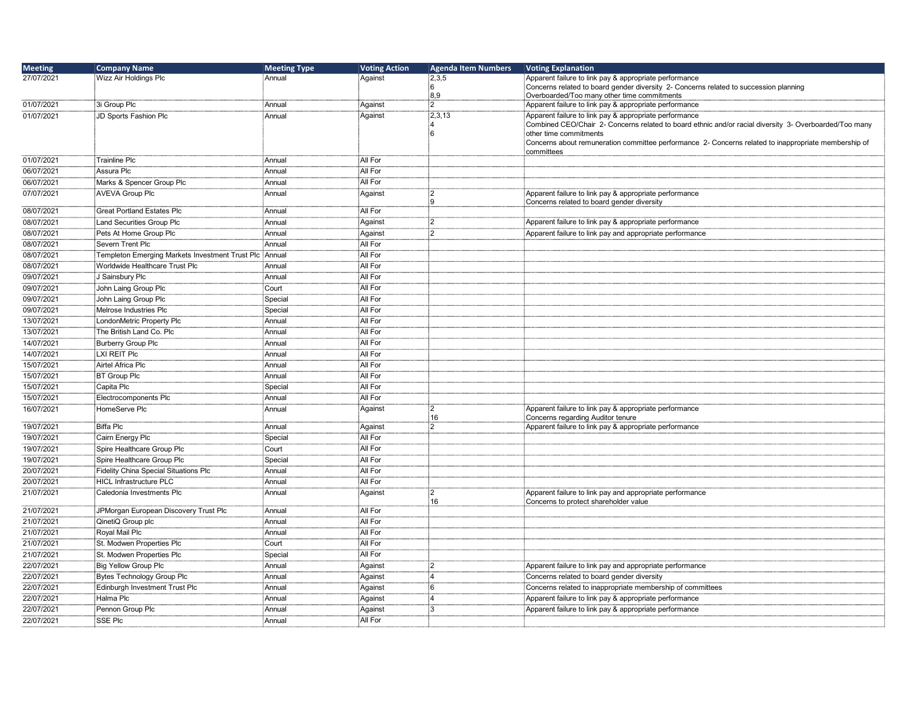| Meeting | Company Name | Meeting Type | Voting Action | Agenda Item Numbers | Voting Explanation |
|---|---|---|---|---|---|
| 27/07/2021 | Wizz Air Holdings Plc | Annual | Against | 2,3,5<br>6<br>8,9 | Apparent failure to link pay & appropriate performance<br>Concerns related to board gender diversity 2- Concerns related to succession planning<br>Overboarded/Too many other time commitments |
| 01/07/2021 | 3i Group Plc | Annual | Against | 2 | Apparent failure to link pay & appropriate performance |
| 01/07/2021 | JD Sports Fashion Plc | Annual | Against | 2,3,13<br>4<br>6 | Apparent failure to link pay & appropriate performance<br>Combined CEO/Chair 2- Concerns related to board ethnic and/or racial diversity 3- Overboarded/Too many other time commitments<br>Concerns about remuneration committee performance 2- Concerns related to inappropriate membership of committees |
| 01/07/2021 | Trainline Plc | Annual | All For | | |
| 06/07/2021 | Assura Plc | Annual | All For | | |
| 06/07/2021 | Marks & Spencer Group Plc | Annual | All For | | |
| 07/07/2021 | AVEVA Group Plc | Annual | Against | 2<br>9 | Apparent failure to link pay & appropriate performance<br>Concerns related to board gender diversity |
| 08/07/2021 | Great Portland Estates Plc | Annual | All For | | |
| 08/07/2021 | Land Securities Group Plc | Annual | Against | 2 | Apparent failure to link pay & appropriate performance |
| 08/07/2021 | Pets At Home Group Plc | Annual | Against | 2 | Apparent failure to link pay and appropriate performance |
| 08/07/2021 | Severn Trent Plc | Annual | All For | | |
| 08/07/2021 | Templeton Emerging Markets Investment Trust Plc | Annual | All For | | |
| 08/07/2021 | Worldwide Healthcare Trust Plc | Annual | All For | | |
| 09/07/2021 | J Sainsbury Plc | Annual | All For | | |
| 09/07/2021 | John Laing Group Plc | Court | All For | | |
| 09/07/2021 | John Laing Group Plc | Special | All For | | |
| 09/07/2021 | Melrose Industries Plc | Special | All For | | |
| 13/07/2021 | LondonMetric Property Plc | Annual | All For | | |
| 13/07/2021 | The British Land Co. Plc | Annual | All For | | |
| 14/07/2021 | Burberry Group Plc | Annual | All For | | |
| 14/07/2021 | LXI REIT Plc | Annual | All For | | |
| 15/07/2021 | Airtel Africa Plc | Annual | All For | | |
| 15/07/2021 | BT Group Plc | Annual | All For | | |
| 15/07/2021 | Capita Plc | Special | All For | | |
| 15/07/2021 | Electrocomponents Plc | Annual | All For | | |
| 16/07/2021 | HomeServe Plc | Annual | Against | 2<br>16 | Apparent failure to link pay & appropriate performance<br>Concerns regarding Auditor tenure |
| 19/07/2021 | Biffa Plc | Annual | Against | 2 | Apparent failure to link pay & appropriate performance |
| 19/07/2021 | Cairn Energy Plc | Special | All For | | |
| 19/07/2021 | Spire Healthcare Group Plc | Court | All For | | |
| 19/07/2021 | Spire Healthcare Group Plc | Special | All For | | |
| 20/07/2021 | Fidelity China Special Situations Plc | Annual | All For | | |
| 20/07/2021 | HICL Infrastructure PLC | Annual | All For | | |
| 21/07/2021 | Caledonia Investments Plc | Annual | Against | 2<br>16 | Apparent failure to link pay and appropriate performance<br>Concerns to protect shareholder value |
| 21/07/2021 | JPMorgan European Discovery Trust Plc | Annual | All For | | |
| 21/07/2021 | QinetiQ Group plc | Annual | All For | | |
| 21/07/2021 | Royal Mail Plc | Annual | All For | | |
| 21/07/2021 | St. Modwen Properties Plc | Court | All For | | |
| 21/07/2021 | St. Modwen Properties Plc | Special | All For | | |
| 22/07/2021 | Big Yellow Group Plc | Annual | Against | 2 | Apparent failure to link pay and appropriate performance |
| 22/07/2021 | Bytes Technology Group Plc | Annual | Against | 4 | Concerns related to board gender diversity |
| 22/07/2021 | Edinburgh Investment Trust Plc | Annual | Against | 6 | Concerns related to inappropriate membership of committees |
| 22/07/2021 | Halma Plc | Annual | Against | 4 | Apparent failure to link pay & appropriate performance |
| 22/07/2021 | Pennon Group Plc | Annual | Against | 3 | Apparent failure to link pay & appropriate performance |
| 22/07/2021 | SSE Plc | Annual | All For | | |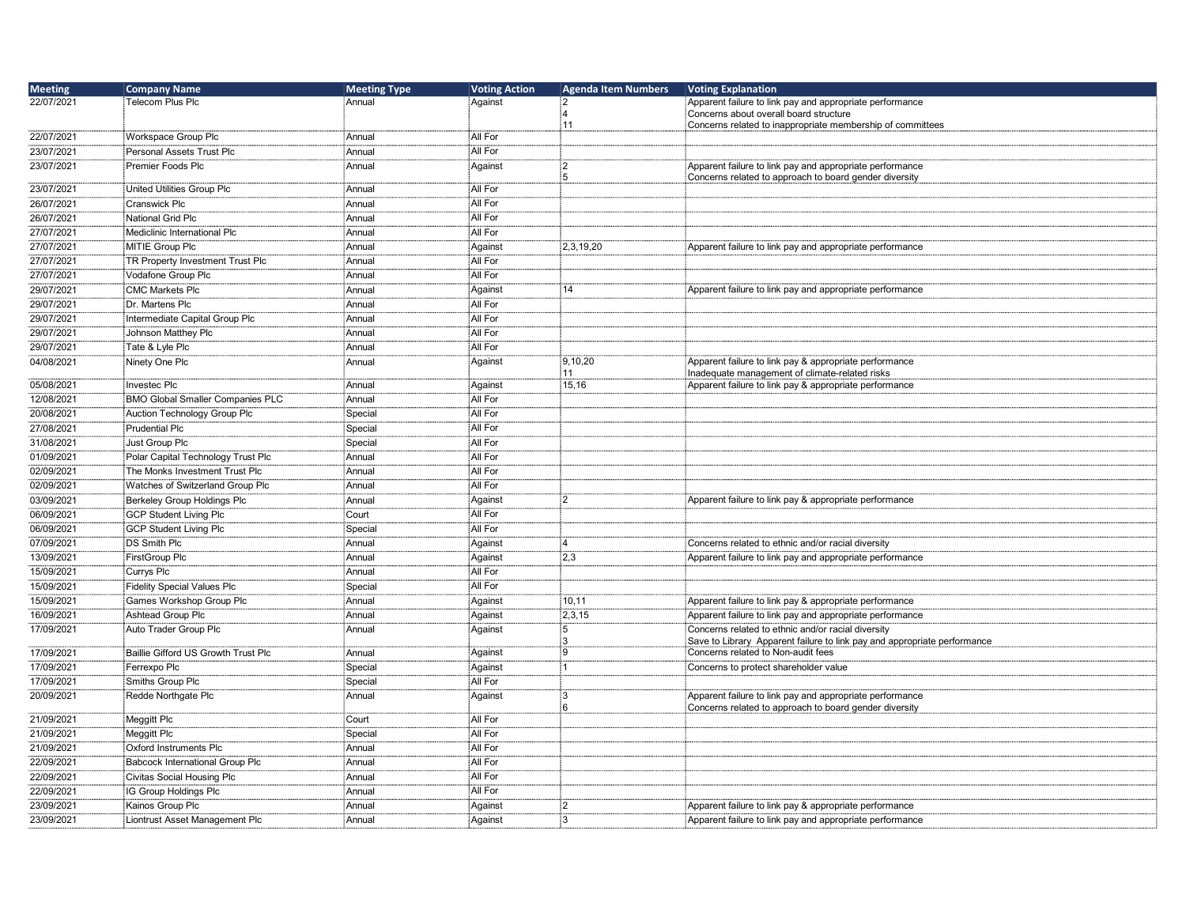| Meeting | Company Name | Meeting Type | Voting Action | Agenda Item Numbers | Voting Explanation |
|---|---|---|---|---|---|
| 22/07/2021 | Telecom Plus Plc | Annual | Against | 2<br>4<br>11 | Apparent failure to link pay and appropriate performance<br>Concerns about overall board structure<br>Concerns related to inappropriate membership of committees |
| 22/07/2021 | Workspace Group Plc | Annual | All For | | |
| 23/07/2021 | Personal Assets Trust Plc | Annual | All For | | |
| 23/07/2021 | Premier Foods Plc | Annual | Against | 2<br>5 | Apparent failure to link pay and appropriate performance<br>Concerns related to approach to board gender diversity |
| 23/07/2021 | United Utilities Group Plc | Annual | All For | | |
| 26/07/2021 | Cranswick Plc | Annual | All For | | |
| 26/07/2021 | National Grid Plc | Annual | All For | | |
| 27/07/2021 | Mediclinic International Plc | Annual | All For | | |
| 27/07/2021 | MITIE Group Plc | Annual | Against | 2,3,19,20 | Apparent failure to link pay and appropriate performance |
| 27/07/2021 | TR Property Investment Trust Plc | Annual | All For | | |
| 27/07/2021 | Vodafone Group Plc | Annual | All For | | |
| 29/07/2021 | CMC Markets Plc | Annual | Against | 14 | Apparent failure to link pay and appropriate performance |
| 29/07/2021 | Dr. Martens Plc | Annual | All For | | |
| 29/07/2021 | Intermediate Capital Group Plc | Annual | All For | | |
| 29/07/2021 | Johnson Matthey Plc | Annual | All For | | |
| 29/07/2021 | Tate & Lyle Plc | Annual | All For | | |
| 04/08/2021 | Ninety One Plc | Annual | Against | 9,10,20<br>11 | Apparent failure to link pay & appropriate performance<br>Inadequate management of climate-related risks |
| 05/08/2021 | Investec Plc | Annual | Against | 15,16 | Apparent failure to link pay & appropriate performance |
| 12/08/2021 | BMO Global Smaller Companies PLC | Annual | All For | | |
| 20/08/2021 | Auction Technology Group Plc | Special | All For | | |
| 27/08/2021 | Prudential Plc | Special | All For | | |
| 31/08/2021 | Just Group Plc | Special | All For | | |
| 01/09/2021 | Polar Capital Technology Trust Plc | Annual | All For | | |
| 02/09/2021 | The Monks Investment Trust Plc | Annual | All For | | |
| 02/09/2021 | Watches of Switzerland Group Plc | Annual | All For | | |
| 03/09/2021 | Berkeley Group Holdings Plc | Annual | Against | 2 | Apparent failure to link pay & appropriate performance |
| 06/09/2021 | GCP Student Living Plc | Court | All For | | |
| 06/09/2021 | GCP Student Living Plc | Special | All For | | |
| 07/09/2021 | DS Smith Plc | Annual | Against | 4 | Concerns related to ethnic and/or racial diversity |
| 13/09/2021 | FirstGroup Plc | Annual | Against | 2,3 | Apparent failure to link pay and appropriate performance |
| 15/09/2021 | Currys Plc | Annual | All For | | |
| 15/09/2021 | Fidelity Special Values Plc | Special | All For | | |
| 15/09/2021 | Games Workshop Group Plc | Annual | Against | 10,11 | Apparent failure to link pay & appropriate performance |
| 16/09/2021 | Ashtead Group Plc | Annual | Against | 2,3,15 | Apparent failure to link pay and appropriate performance |
| 17/09/2021 | Auto Trader Group Plc | Annual | Against | 5<br>3 | Concerns related to ethnic and/or racial diversity<br>Save to Library Apparent failure to link pay and appropriate performance |
| 17/09/2021 | Baillie Gifford US Growth Trust Plc | Annual | Against | 9 | Concerns related to Non-audit fees |
| 17/09/2021 | Ferrexpo Plc | Special | Against | 1 | Concerns to protect shareholder value |
| 17/09/2021 | Smiths Group Plc | Special | All For | | |
| 20/09/2021 | Redde Northgate Plc | Annual | Against | 3<br>6 | Apparent failure to link pay and appropriate performance<br>Concerns related to approach to board gender diversity |
| 21/09/2021 | Meggitt Plc | Court | All For | | |
| 21/09/2021 | Meggitt Plc | Special | All For | | |
| 21/09/2021 | Oxford Instruments Plc | Annual | All For | | |
| 22/09/2021 | Babcock International Group Plc | Annual | All For | | |
| 22/09/2021 | Civitas Social Housing Plc | Annual | All For | | |
| 22/09/2021 | IG Group Holdings Plc | Annual | All For | | |
| 23/09/2021 | Kainos Group Plc | Annual | Against | 2 | Apparent failure to link pay & appropriate performance |
| 23/09/2021 | Liontrust Asset Management Plc | Annual | Against | 3 | Apparent failure to link pay and appropriate performance |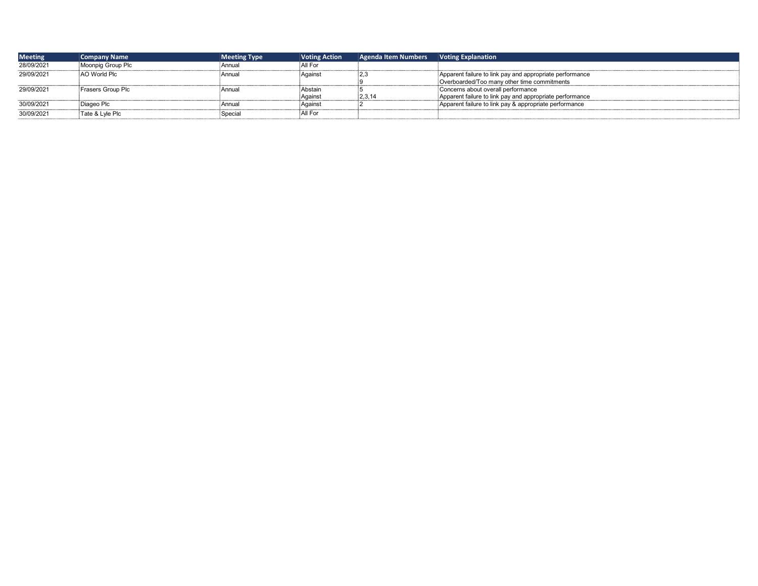| Meeting | Company Name | Meeting Type | Voting Action | Agenda Item Numbers | Voting Explanation |
|---|---|---|---|---|---|
| 28/09/2021 | Moonpig Group Plc | Annual | All For | | |
| 29/09/2021 | AO World Plc | Annual | Against | 2,3 | Apparent failure to link pay and appropriate performance |
| | | | | 9 | Overboarded/Too many other time commitments |
| 29/09/2021 | Frasers Group Plc | Annual | Abstain | 5 | Concerns about overall performance |
| | | | Against | 2,3,14 | Apparent failure to link pay and appropriate performance |
| 30/09/2021 | Diageo Plc | Annual | Against | 2 | Apparent failure to link pay & appropriate performance |
| 30/09/2021 | Tate & Lyle Plc | Special | All For | | |